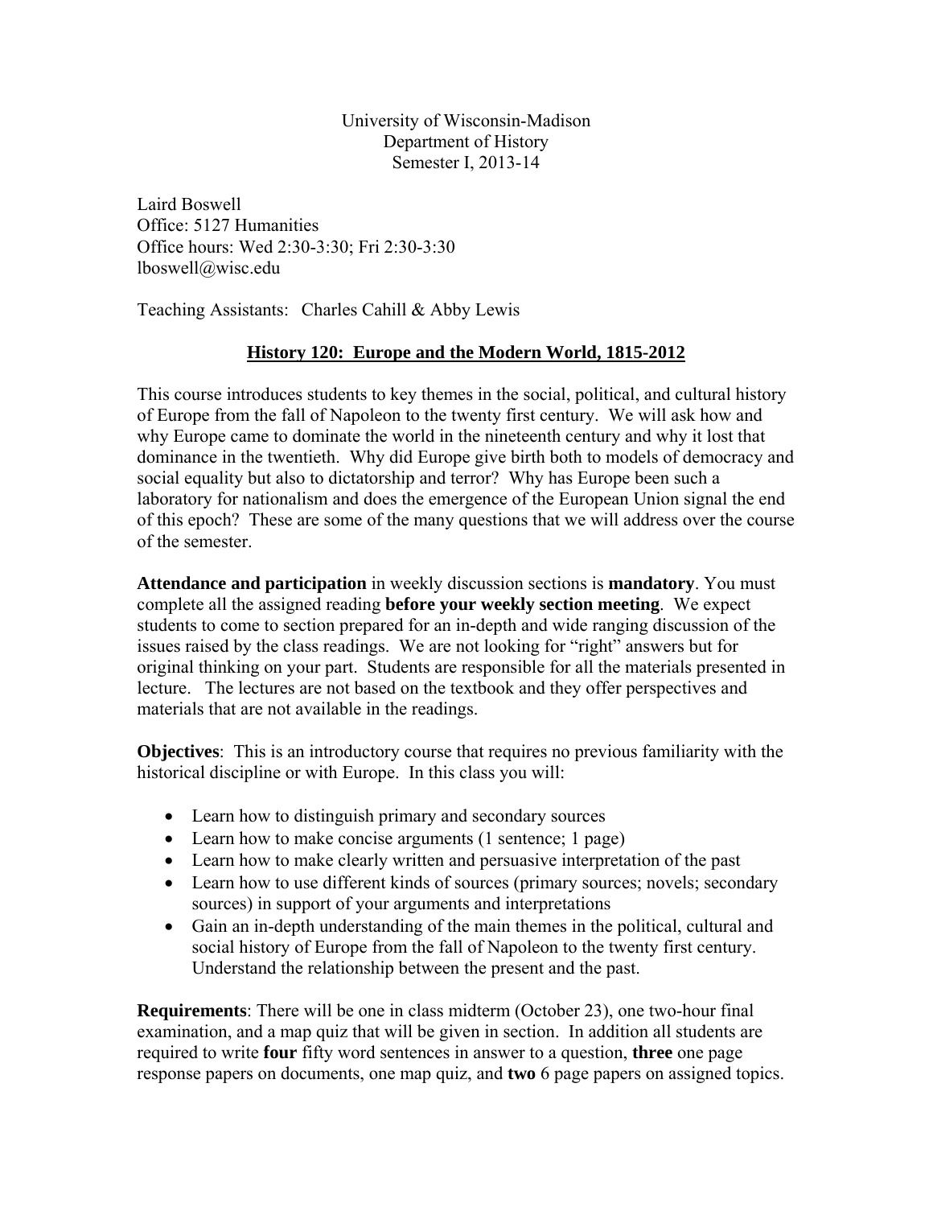University of Wisconsin-Madison
Department of History
Semester I, 2013-14

Laird Boswell
Office: 5127 Humanities
Office hours: Wed 2:30-3:30; Fri 2:30-3:30
lboswell@wisc.edu

Teaching Assistants: Charles Cahill & Abby Lewis

## History 120: Europe and the Modern World, 1815-2012

This course introduces students to key themes in the social, political, and cultural history of Europe from the fall of Napoleon to the twenty first century. We will ask how and why Europe came to dominate the world in the nineteenth century and why it lost that dominance in the twentieth. Why did Europe give birth both to models of democracy and social equality but also to dictatorship and terror? Why has Europe been such a laboratory for nationalism and does the emergence of the European Union signal the end of this epoch? These are some of the many questions that we will address over the course of the semester.

**Attendance and participation** in weekly discussion sections is **mandatory**. You must complete all the assigned reading **before your weekly section meeting**. We expect students to come to section prepared for an in-depth and wide ranging discussion of the issues raised by the class readings. We are not looking for "right" answers but for original thinking on your part. Students are responsible for all the materials presented in lecture. The lectures are not based on the textbook and they offer perspectives and materials that are not available in the readings.

**Objectives**: This is an introductory course that requires no previous familiarity with the historical discipline or with Europe. In this class you will:

- Learn how to distinguish primary and secondary sources
- Learn how to make concise arguments (1 sentence; 1 page)
- Learn how to make clearly written and persuasive interpretation of the past
- Learn how to use different kinds of sources (primary sources; novels; secondary sources) in support of your arguments and interpretations
- Gain an in-depth understanding of the main themes in the political, cultural and social history of Europe from the fall of Napoleon to the twenty first century. Understand the relationship between the present and the past.

**Requirements**: There will be one in class midterm (October 23), one two-hour final examination, and a map quiz that will be given in section. In addition all students are required to write **four** fifty word sentences in answer to a question, **three** one page response papers on documents, one map quiz, and **two** 6 page papers on assigned topics.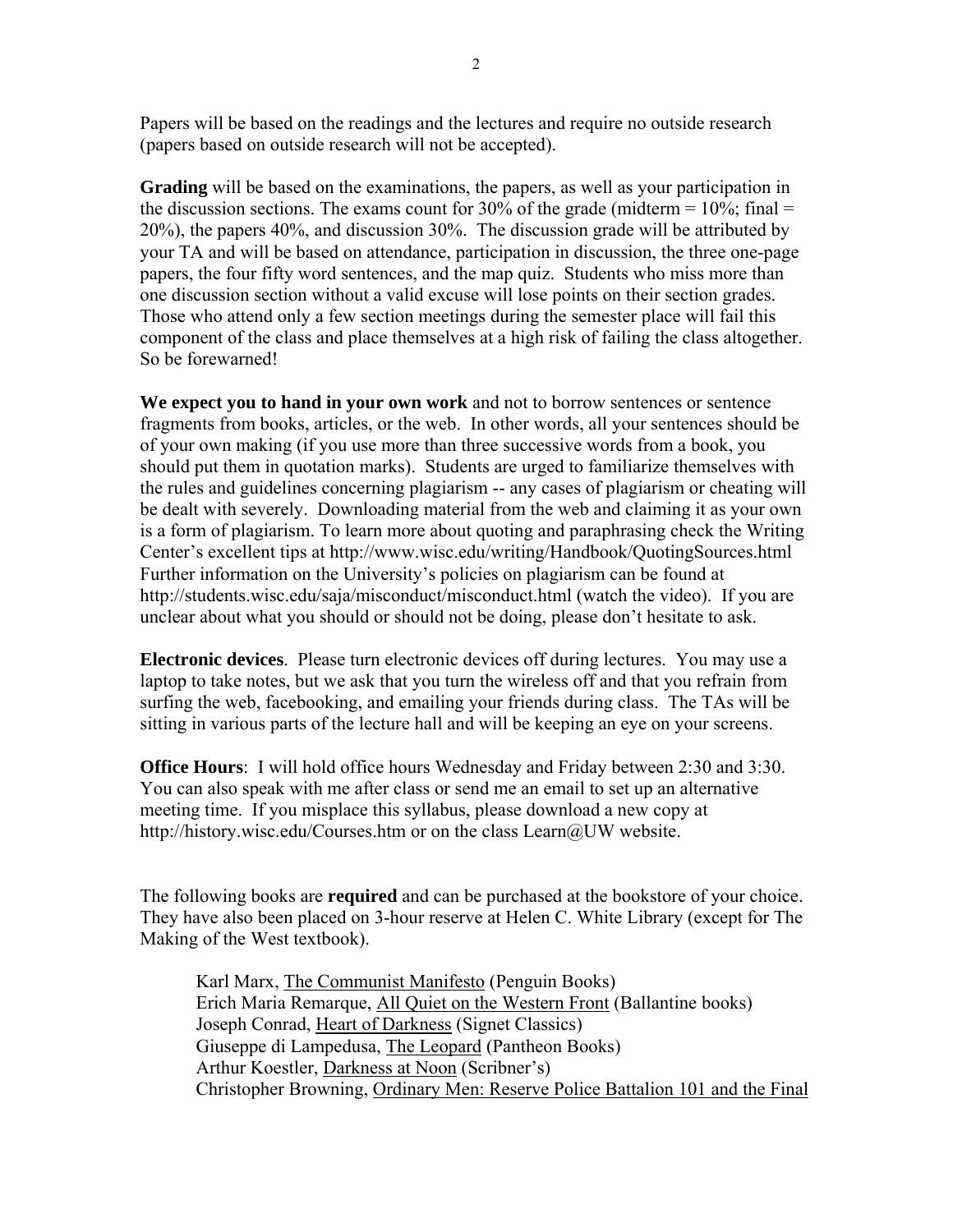Papers will be based on the readings and the lectures and require no outside research (papers based on outside research will not be accepted).

**Grading** will be based on the examinations, the papers, as well as your participation in the discussion sections. The exams count for 30% of the grade (midterm = 10%; final = 20%), the papers 40%, and discussion 30%. The discussion grade will be attributed by your TA and will be based on attendance, participation in discussion, the three one-page papers, the four fifty word sentences, and the map quiz. Students who miss more than one discussion section without a valid excuse will lose points on their section grades. Those who attend only a few section meetings during the semester place will fail this component of the class and place themselves at a high risk of failing the class altogether. So be forewarned!

**We expect you to hand in your own work** and not to borrow sentences or sentence fragments from books, articles, or the web. In other words, all your sentences should be of your own making (if you use more than three successive words from a book, you should put them in quotation marks). Students are urged to familiarize themselves with the rules and guidelines concerning plagiarism -- any cases of plagiarism or cheating will be dealt with severely. Downloading material from the web and claiming it as your own is a form of plagiarism. To learn more about quoting and paraphrasing check the Writing Center's excellent tips at http://www.wisc.edu/writing/Handbook/QuotingSources.html Further information on the University's policies on plagiarism can be found at http://students.wisc.edu/saja/misconduct/misconduct.html (watch the video). If you are unclear about what you should or should not be doing, please don't hesitate to ask.

**Electronic devices**. Please turn electronic devices off during lectures. You may use a laptop to take notes, but we ask that you turn the wireless off and that you refrain from surfing the web, facebooking, and emailing your friends during class. The TAs will be sitting in various parts of the lecture hall and will be keeping an eye on your screens.

**Office Hours**: I will hold office hours Wednesday and Friday between 2:30 and 3:30. You can also speak with me after class or send me an email to set up an alternative meeting time. If you misplace this syllabus, please download a new copy at http://history.wisc.edu/Courses.htm or on the class Learn@UW website.

The following books are **required** and can be purchased at the bookstore of your choice. They have also been placed on 3-hour reserve at Helen C. White Library (except for The Making of the West textbook).

Karl Marx, The Communist Manifesto (Penguin Books)
Erich Maria Remarque, All Quiet on the Western Front (Ballantine books)
Joseph Conrad, Heart of Darkness (Signet Classics)
Giuseppe di Lampedusa, The Leopard (Pantheon Books)
Arthur Koestler, Darkness at Noon (Scribner's)
Christopher Browning, Ordinary Men: Reserve Police Battalion 101 and the Final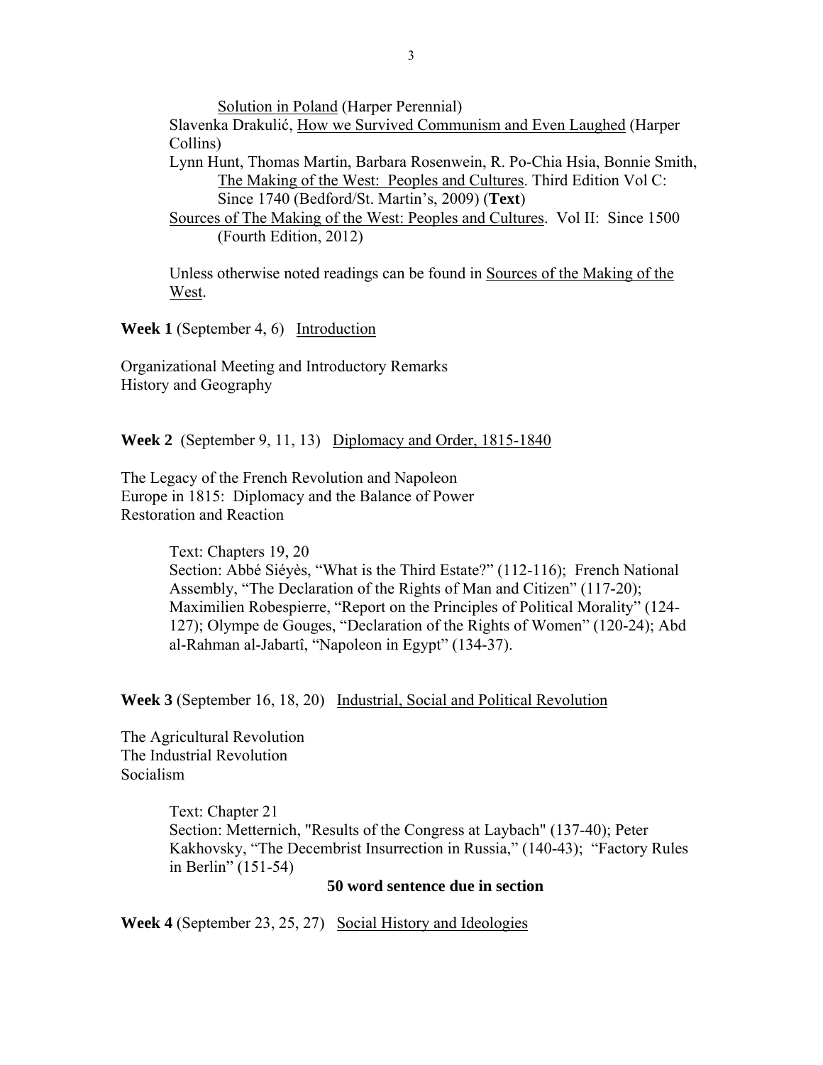Solution in Poland (Harper Perennial)

Slavenka Drakulić, How we Survived Communism and Even Laughed (Harper Collins)

Lynn Hunt, Thomas Martin, Barbara Rosenwein, R. Po-Chia Hsia, Bonnie Smith, The Making of the West: Peoples and Cultures. Third Edition Vol C: Since 1740 (Bedford/St. Martin's, 2009) (**Text**)

Sources of The Making of the West: Peoples and Cultures. Vol II: Since 1500 (Fourth Edition, 2012)

Unless otherwise noted readings can be found in Sources of the Making of the West.

**Week 1** (September 4, 6) Introduction

Organizational Meeting and Introductory Remarks
History and Geography

**Week 2** (September 9, 11, 13) Diplomacy and Order, 1815-1840

The Legacy of the French Revolution and Napoleon
Europe in 1815: Diplomacy and the Balance of Power
Restoration and Reaction

Text: Chapters 19, 20
Section: Abbé Siéyès, "What is the Third Estate?" (112-116); French National Assembly, "The Declaration of the Rights of Man and Citizen" (117-20); Maximilien Robespierre, "Report on the Principles of Political Morality" (124-127); Olympe de Gouges, "Declaration of the Rights of Women" (120-24); Abd al-Rahman al-Jabartî, "Napoleon in Egypt" (134-37).

**Week 3** (September 16, 18, 20) Industrial, Social and Political Revolution

The Agricultural Revolution
The Industrial Revolution
Socialism

Text: Chapter 21
Section: Metternich, "Results of the Congress at Laybach" (137-40); Peter Kakhovsky, "The Decembrist Insurrection in Russia," (140-43); "Factory Rules in Berlin" (151-54)

**50 word sentence due in section**

**Week 4** (September 23, 25, 27) Social History and Ideologies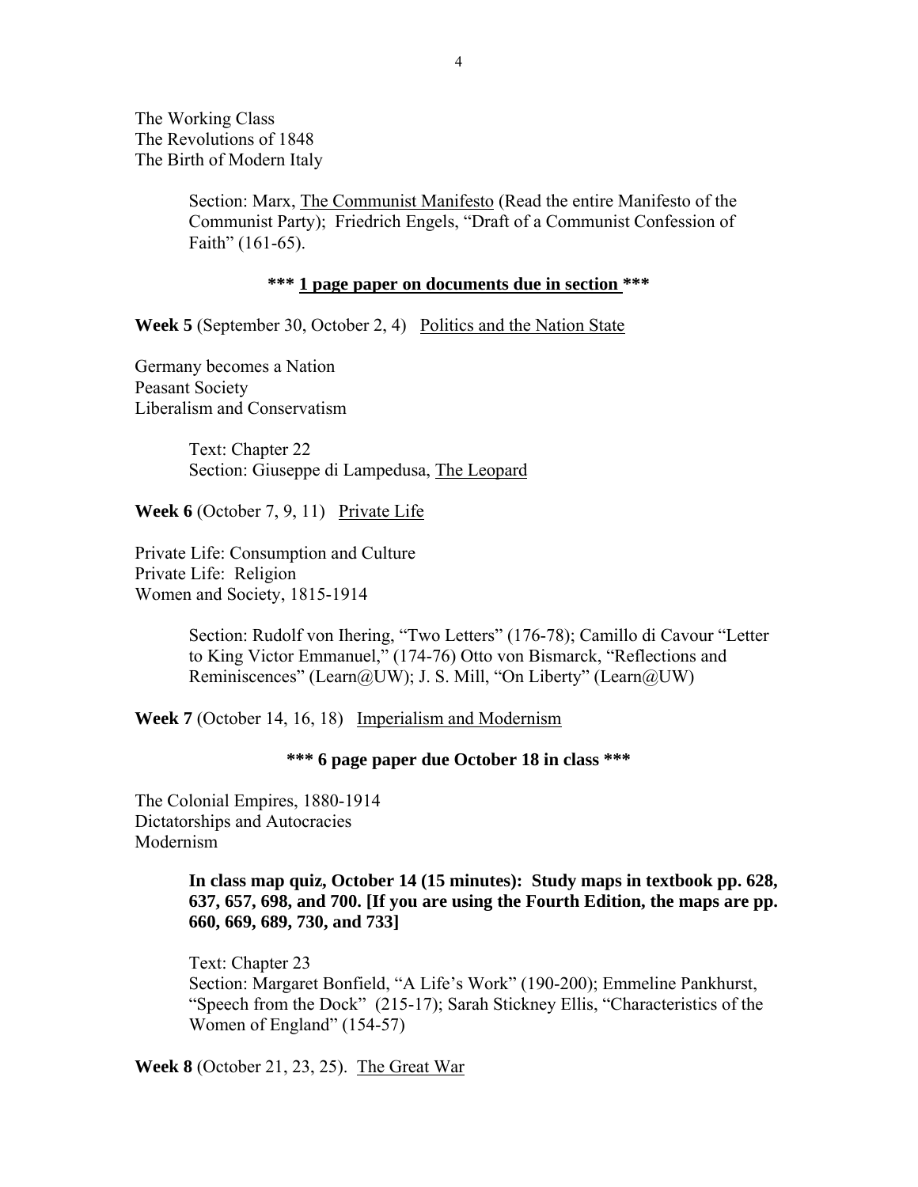The Working Class
The Revolutions of 1848
The Birth of Modern Italy

> Section: Marx, <u>The Communist Manifesto</u> (Read the entire Manifesto of the Communist Party); Friedrich Engels, "Draft of a Communist Confession of Faith" (161-65).

**\*\*\* <u>1 page paper on documents due in section</u> \*\*\***

**Week 5** (September 30, October 2, 4) <u>Politics and the Nation State</u>

Germany becomes a Nation
Peasant Society
Liberalism and Conservatism

> Text: Chapter 22
> Section: Giuseppe di Lampedusa, <u>The Leopard</u>

**Week 6** (October 7, 9, 11) <u>Private Life</u>

Private Life: Consumption and Culture
Private Life: Religion
Women and Society, 1815-1914

> Section: Rudolf von Ihering, "Two Letters" (176-78); Camillo di Cavour "Letter to King Victor Emmanuel," (174-76) Otto von Bismarck, "Reflections and Reminiscences" (Learn@UW); J. S. Mill, "On Liberty" (Learn@UW)

**Week 7** (October 14, 16, 18) <u>Imperialism and Modernism</u>

**\*\*\* 6 page paper due October 18 in class \*\*\***

The Colonial Empires, 1880-1914
Dictatorships and Autocracies
Modernism

> **In class map quiz, October 14 (15 minutes): Study maps in textbook pp. 628, 637, 657, 698, and 700. [If you are using the Fourth Edition, the maps are pp. 660, 669, 689, 730, and 733]**
>
> Text: Chapter 23
> Section: Margaret Bonfield, "A Life's Work" (190-200); Emmeline Pankhurst, "Speech from the Dock" (215-17); Sarah Stickney Ellis, "Characteristics of the Women of England" (154-57)

**Week 8** (October 21, 23, 25). <u>The Great War</u>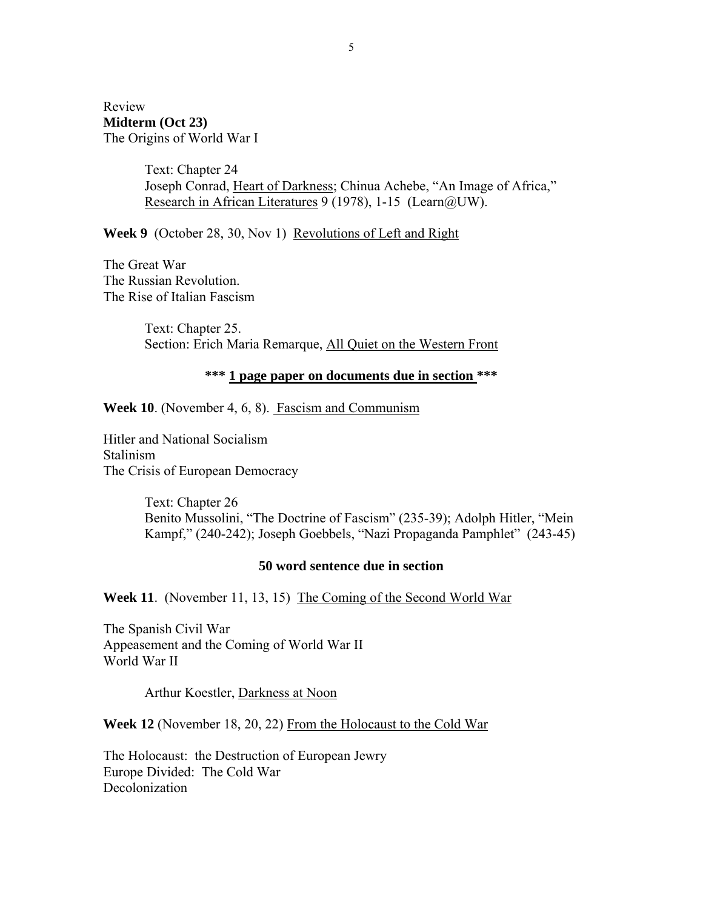Review
**Midterm (Oct 23)**
The Origins of World War I

> Text: Chapter 24
> Joseph Conrad, Heart of Darkness; Chinua Achebe, "An Image of Africa," Research in African Literatures 9 (1978), 1-15 (Learn@UW).

**Week 9** (October 28, 30, Nov 1) Revolutions of Left and Right

The Great War
The Russian Revolution.
The Rise of Italian Fascism

> Text: Chapter 25.
> Section: Erich Maria Remarque, All Quiet on the Western Front

**\*\*\* 1 page paper on documents due in section \*\*\***

**Week 10**. (November 4, 6, 8). Fascism and Communism

Hitler and National Socialism
Stalinism
The Crisis of European Democracy

> Text: Chapter 26
> Benito Mussolini, "The Doctrine of Fascism" (235-39); Adolph Hitler, "Mein Kampf," (240-242); Joseph Goebbels, "Nazi Propaganda Pamphlet" (243-45)

**50 word sentence due in section**

**Week 11**. (November 11, 13, 15) The Coming of the Second World War

The Spanish Civil War
Appeasement and the Coming of World War II
World War II

> Arthur Koestler, Darkness at Noon

**Week 12** (November 18, 20, 22) From the Holocaust to the Cold War

The Holocaust: the Destruction of European Jewry
Europe Divided: The Cold War
Decolonization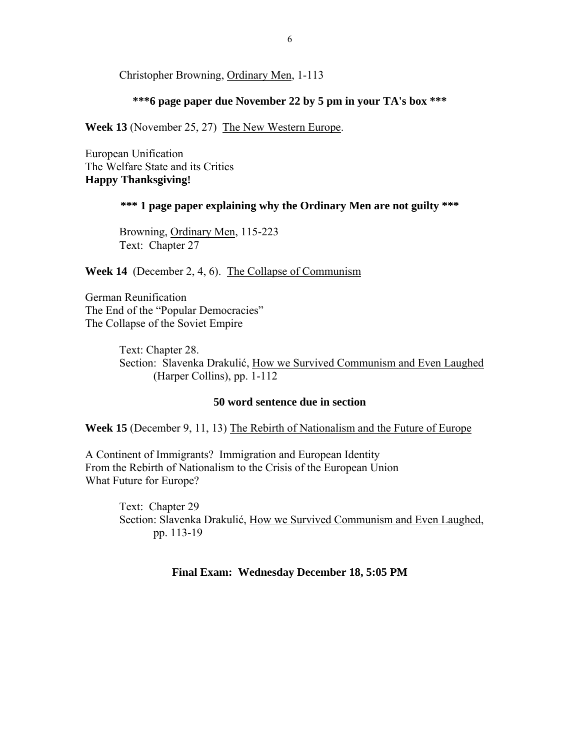Christopher Browning, Ordinary Men, 1-113

**\*\*\*6 page paper due November 22 by 5 pm in your TA's box \*\*\***

**Week 13** (November 25, 27) The New Western Europe.

European Unification
The Welfare State and its Critics
**Happy Thanksgiving!**

**\*\*\* 1 page paper explaining why the Ordinary Men are not guilty \*\*\***

Browning, Ordinary Men, 115-223
Text: Chapter 27

**Week 14** (December 2, 4, 6). The Collapse of Communism

German Reunification
The End of the "Popular Democracies"
The Collapse of the Soviet Empire

Text: Chapter 28.
Section: Slavenka Drakulić, How we Survived Communism and Even Laughed (Harper Collins), pp. 1-112

**50 word sentence due in section**

**Week 15** (December 9, 11, 13) The Rebirth of Nationalism and the Future of Europe

A Continent of Immigrants? Immigration and European Identity
From the Rebirth of Nationalism to the Crisis of the European Union
What Future for Europe?

Text: Chapter 29
Section: Slavenka Drakulić, How we Survived Communism and Even Laughed, pp. 113-19

**Final Exam: Wednesday December 18, 5:05 PM**